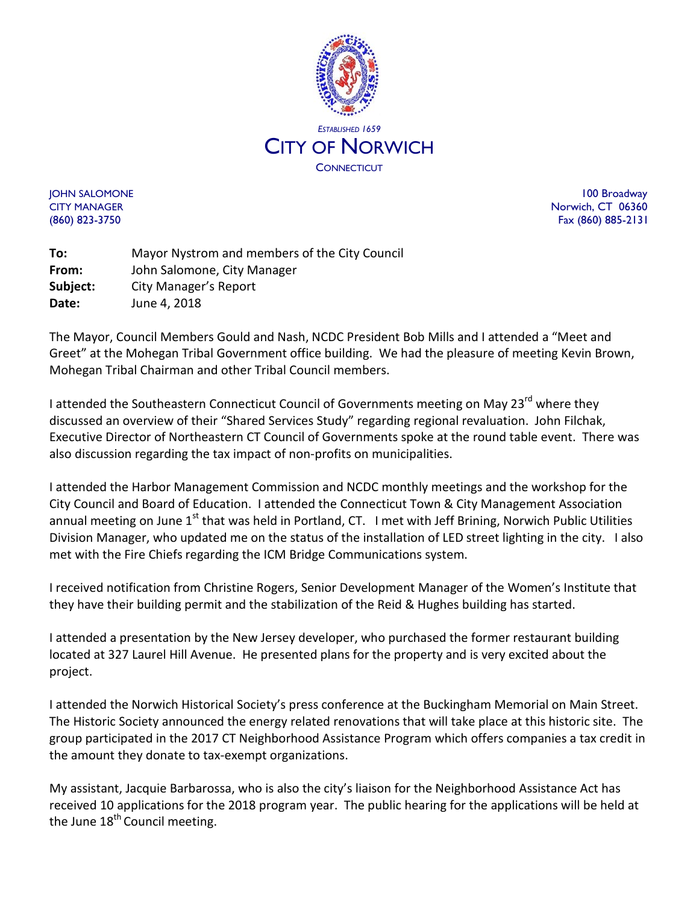*ESTABLISHED 1659*

# CITY OF NORWICH

CONNECTICUT

JOHN SALOMONE
CITY MANAGER
(860) 823-3750

100 Broadway
Norwich, CT 06360
Fax (860) 885-2131

**To:** Mayor Nystrom and members of the City Council
**From:** John Salomone, City Manager
**Subject:** City Manager's Report
**Date:** June 4, 2018

The Mayor, Council Members Gould and Nash, NCDC President Bob Mills and I attended a "Meet and Greet" at the Mohegan Tribal Government office building. We had the pleasure of meeting Kevin Brown, Mohegan Tribal Chairman and other Tribal Council members.

I attended the Southeastern Connecticut Council of Governments meeting on May 23rd where they discussed an overview of their "Shared Services Study" regarding regional revaluation. John Filchak, Executive Director of Northeastern CT Council of Governments spoke at the round table event. There was also discussion regarding the tax impact of non-profits on municipalities.

I attended the Harbor Management Commission and NCDC monthly meetings and the workshop for the City Council and Board of Education. I attended the Connecticut Town & City Management Association annual meeting on June 1st that was held in Portland, CT. I met with Jeff Brining, Norwich Public Utilities Division Manager, who updated me on the status of the installation of LED street lighting in the city. I also met with the Fire Chiefs regarding the ICM Bridge Communications system.

I received notification from Christine Rogers, Senior Development Manager of the Women's Institute that they have their building permit and the stabilization of the Reid & Hughes building has started.

I attended a presentation by the New Jersey developer, who purchased the former restaurant building located at 327 Laurel Hill Avenue. He presented plans for the property and is very excited about the project.

I attended the Norwich Historical Society's press conference at the Buckingham Memorial on Main Street. The Historic Society announced the energy related renovations that will take place at this historic site. The group participated in the 2017 CT Neighborhood Assistance Program which offers companies a tax credit in the amount they donate to tax-exempt organizations.

My assistant, Jacquie Barbarossa, who is also the city's liaison for the Neighborhood Assistance Act has received 10 applications for the 2018 program year. The public hearing for the applications will be held at the June 18th Council meeting.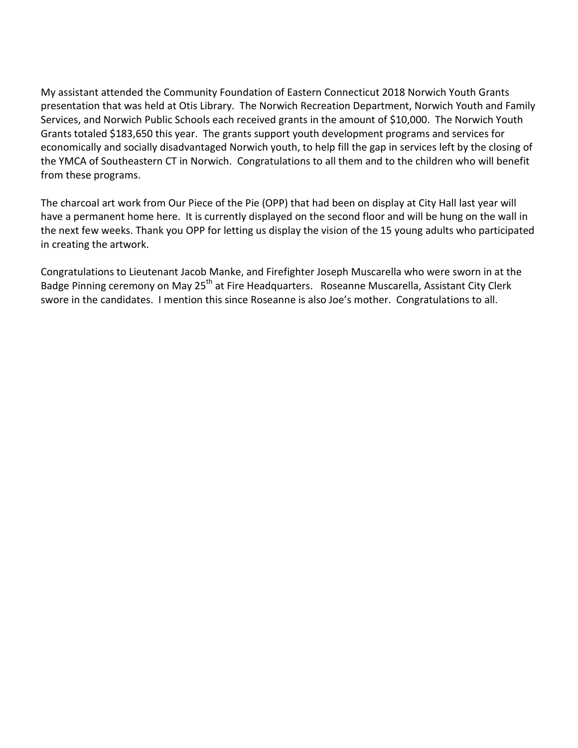My assistant attended the Community Foundation of Eastern Connecticut 2018 Norwich Youth Grants presentation that was held at Otis Library. The Norwich Recreation Department, Norwich Youth and Family Services, and Norwich Public Schools each received grants in the amount of $10,000. The Norwich Youth Grants totaled $183,650 this year. The grants support youth development programs and services for economically and socially disadvantaged Norwich youth, to help fill the gap in services left by the closing of the YMCA of Southeastern CT in Norwich. Congratulations to all them and to the children who will benefit from these programs.

The charcoal art work from Our Piece of the Pie (OPP) that had been on display at City Hall last year will have a permanent home here. It is currently displayed on the second floor and will be hung on the wall in the next few weeks. Thank you OPP for letting us display the vision of the 15 young adults who participated in creating the artwork.

Congratulations to Lieutenant Jacob Manke, and Firefighter Joseph Muscarella who were sworn in at the Badge Pinning ceremony on May 25th at Fire Headquarters. Roseanne Muscarella, Assistant City Clerk swore in the candidates. I mention this since Roseanne is also Joe's mother. Congratulations to all.